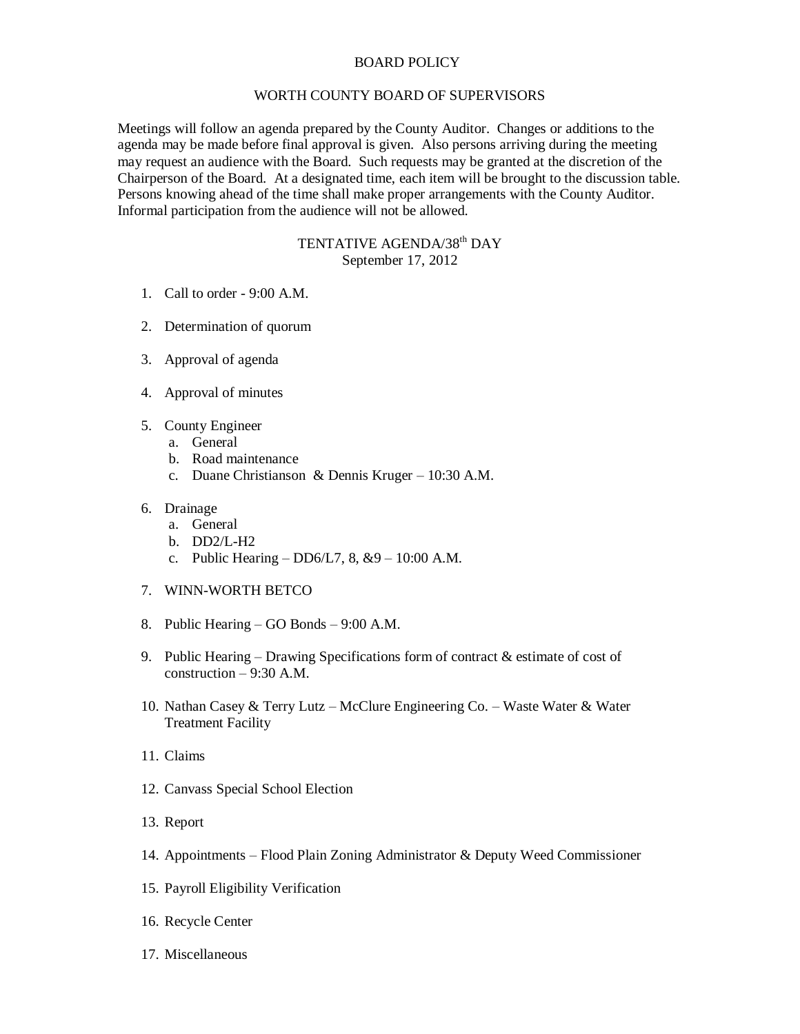# BOARD POLICY

## WORTH COUNTY BOARD OF SUPERVISORS

Meetings will follow an agenda prepared by the County Auditor. Changes or additions to the agenda may be made before final approval is given. Also persons arriving during the meeting may request an audience with the Board. Such requests may be granted at the discretion of the Chairperson of the Board. At a designated time, each item will be brought to the discussion table. Persons knowing ahead of the time shall make proper arrangements with the County Auditor. Informal participation from the audience will not be allowed.

### TENTATIVE AGENDA/38th DAY
September 17, 2012

1. Call to order - 9:00 A.M.

2. Determination of quorum

3. Approval of agenda

4. Approval of minutes

5. County Engineer
   a. General
   b. Road maintenance
   c. Duane Christianson & Dennis Kruger – 10:30 A.M.

6. Drainage
   a. General
   b. DD2/L-H2
   c. Public Hearing – DD6/L7, 8, &9 – 10:00 A.M.

7. WINN-WORTH BETCO

8. Public Hearing – GO Bonds – 9:00 A.M.

9. Public Hearing – Drawing Specifications form of contract & estimate of cost of construction – 9:30 A.M.

10. Nathan Casey & Terry Lutz – McClure Engineering Co. – Waste Water & Water Treatment Facility

11. Claims

12. Canvass Special School Election

13. Report

14. Appointments – Flood Plain Zoning Administrator & Deputy Weed Commissioner

15. Payroll Eligibility Verification

16. Recycle Center

17. Miscellaneous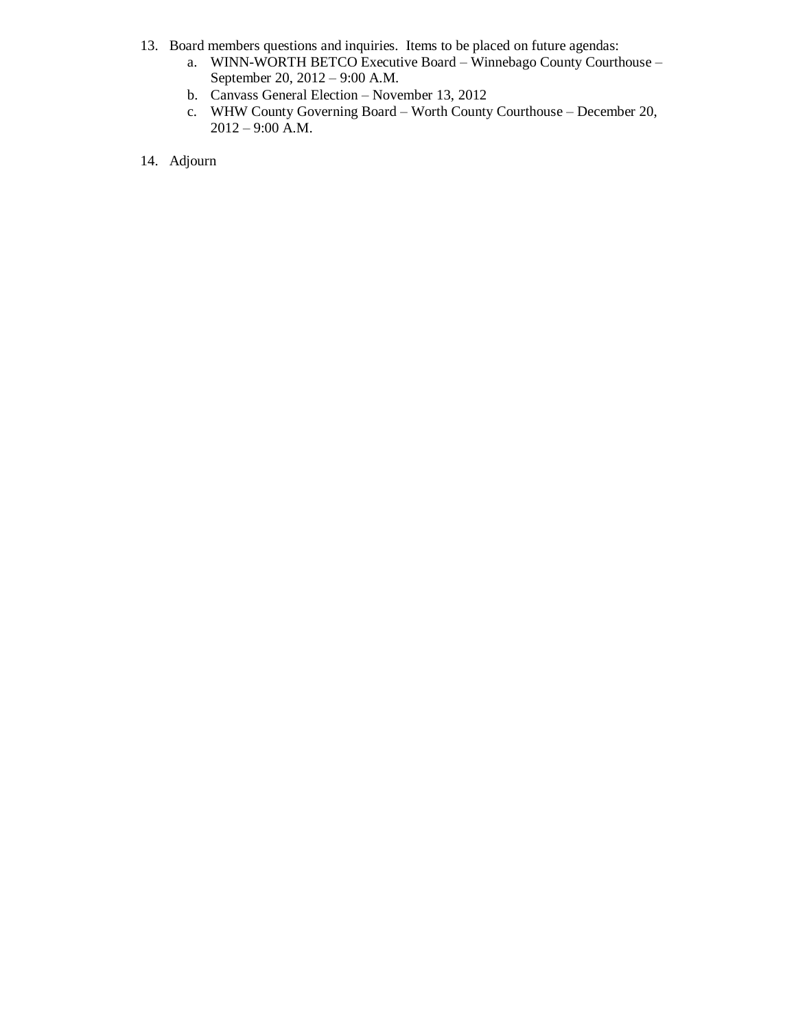13. Board members questions and inquiries. Items to be placed on future agendas:
    a. WINN-WORTH BETCO Executive Board – Winnebago County Courthouse – September 20, 2012 – 9:00 A.M.
    b. Canvass General Election – November 13, 2012
    c. WHW County Governing Board – Worth County Courthouse – December 20, 2012 – 9:00 A.M.

14. Adjourn